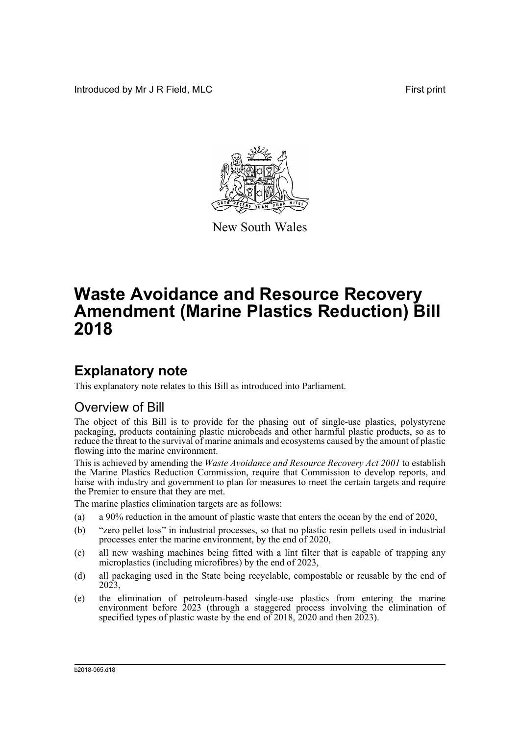Introduced by Mr J R Field, MLC First print

New South Wales

# Waste Avoidance and Resource Recovery Amendment (Marine Plastics Reduction) Bill 2018

## Explanatory note

This explanatory note relates to this Bill as introduced into Parliament.

### Overview of Bill

The object of this Bill is to provide for the phasing out of single-use plastics, polystyrene packaging, products containing plastic microbeads and other harmful plastic products, so as to reduce the threat to the survival of marine animals and ecosystems caused by the amount of plastic flowing into the marine environment.

This is achieved by amending the *Waste Avoidance and Resource Recovery Act 2001* to establish the Marine Plastics Reduction Commission, require that Commission to develop reports, and liaise with industry and government to plan for measures to meet the certain targets and require the Premier to ensure that they are met.

The marine plastics elimination targets are as follows:

(a) a 90% reduction in the amount of plastic waste that enters the ocean by the end of 2020,

(b) "zero pellet loss" in industrial processes, so that no plastic resin pellets used in industrial processes enter the marine environment, by the end of 2020,

(c) all new washing machines being fitted with a lint filter that is capable of trapping any microplastics (including microfibres) by the end of 2023,

(d) all packaging used in the State being recyclable, compostable or reusable by the end of 2023,

(e) the elimination of petroleum-based single-use plastics from entering the marine environment before 2023 (through a staggered process involving the elimination of specified types of plastic waste by the end of 2018, 2020 and then 2023).

b2018-065.d18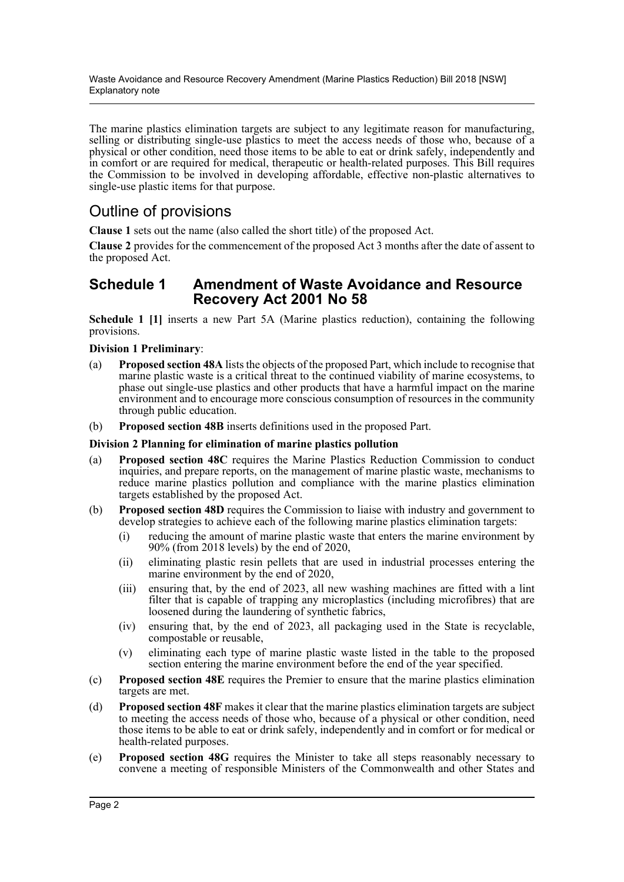The marine plastics elimination targets are subject to any legitimate reason for manufacturing, selling or distributing single-use plastics to meet the access needs of those who, because of a physical or other condition, need those items to be able to eat or drink safely, independently and in comfort or are required for medical, therapeutic or health-related purposes. This Bill requires the Commission to be involved in developing affordable, effective non-plastic alternatives to single-use plastic items for that purpose.

## Outline of provisions

**Clause 1** sets out the name (also called the short title) of the proposed Act.

**Clause 2** provides for the commencement of the proposed Act 3 months after the date of assent to the proposed Act.

## Schedule 1 Amendment of Waste Avoidance and Resource Recovery Act 2001 No 58

**Schedule 1 [1]** inserts a new Part 5A (Marine plastics reduction), containing the following provisions.

**Division 1 Preliminary**:

(a) **Proposed section 48A** lists the objects of the proposed Part, which include to recognise that marine plastic waste is a critical threat to the continued viability of marine ecosystems, to phase out single-use plastics and other products that have a harmful impact on the marine environment and to encourage more conscious consumption of resources in the community through public education.

(b) **Proposed section 48B** inserts definitions used in the proposed Part.

**Division 2 Planning for elimination of marine plastics pollution**

(a) **Proposed section 48C** requires the Marine Plastics Reduction Commission to conduct inquiries, and prepare reports, on the management of marine plastic waste, mechanisms to reduce marine plastics pollution and compliance with the marine plastics elimination targets established by the proposed Act.

(b) **Proposed section 48D** requires the Commission to liaise with industry and government to develop strategies to achieve each of the following marine plastics elimination targets:

   (i) reducing the amount of marine plastic waste that enters the marine environment by 90% (from 2018 levels) by the end of 2020,

   (ii) eliminating plastic resin pellets that are used in industrial processes entering the marine environment by the end of 2020,

   (iii) ensuring that, by the end of 2023, all new washing machines are fitted with a lint filter that is capable of trapping any microplastics (including microfibres) that are loosened during the laundering of synthetic fabrics,

   (iv) ensuring that, by the end of 2023, all packaging used in the State is recyclable, compostable or reusable,

   (v) eliminating each type of marine plastic waste listed in the table to the proposed section entering the marine environment before the end of the year specified.

(c) **Proposed section 48E** requires the Premier to ensure that the marine plastics elimination targets are met.

(d) **Proposed section 48F** makes it clear that the marine plastics elimination targets are subject to meeting the access needs of those who, because of a physical or other condition, need those items to be able to eat or drink safely, independently and in comfort or for medical or health-related purposes.

(e) **Proposed section 48G** requires the Minister to take all steps reasonably necessary to convene a meeting of responsible Ministers of the Commonwealth and other States and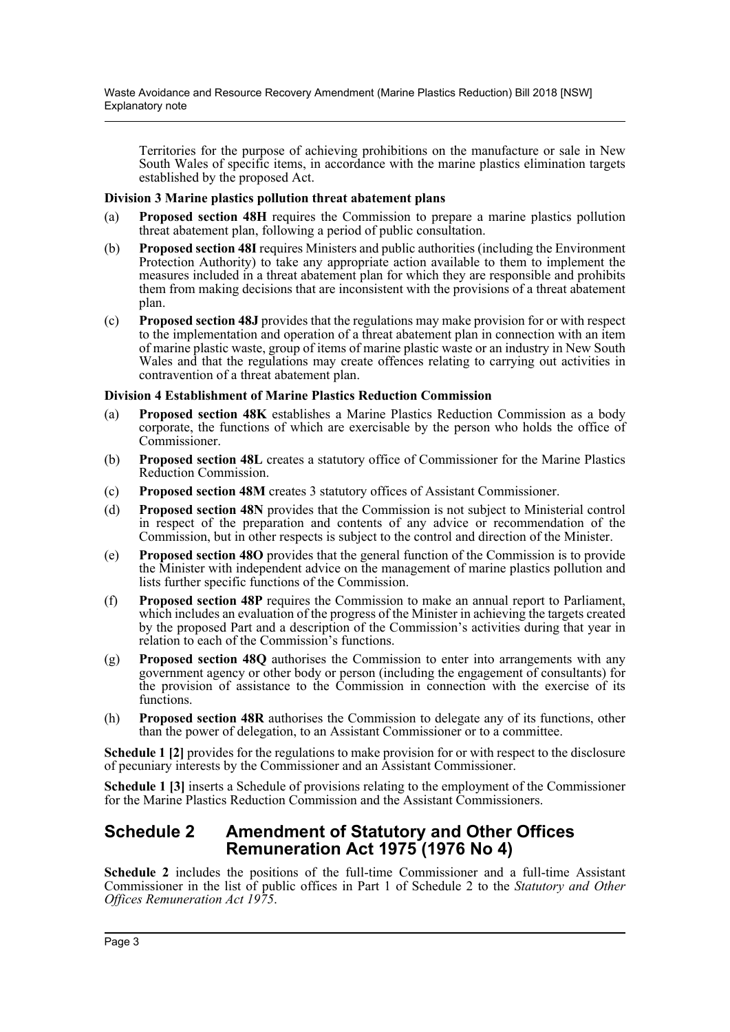Territories for the purpose of achieving prohibitions on the manufacture or sale in New South Wales of specific items, in accordance with the marine plastics elimination targets established by the proposed Act.

**Division 3 Marine plastics pollution threat abatement plans**

(a) **Proposed section 48H** requires the Commission to prepare a marine plastics pollution threat abatement plan, following a period of public consultation.

(b) **Proposed section 48I** requires Ministers and public authorities (including the Environment Protection Authority) to take any appropriate action available to them to implement the measures included in a threat abatement plan for which they are responsible and prohibits them from making decisions that are inconsistent with the provisions of a threat abatement plan.

(c) **Proposed section 48J** provides that the regulations may make provision for or with respect to the implementation and operation of a threat abatement plan in connection with an item of marine plastic waste, group of items of marine plastic waste or an industry in New South Wales and that the regulations may create offences relating to carrying out activities in contravention of a threat abatement plan.

**Division 4 Establishment of Marine Plastics Reduction Commission**

(a) **Proposed section 48K** establishes a Marine Plastics Reduction Commission as a body corporate, the functions of which are exercisable by the person who holds the office of Commissioner.

(b) **Proposed section 48L** creates a statutory office of Commissioner for the Marine Plastics Reduction Commission.

(c) **Proposed section 48M** creates 3 statutory offices of Assistant Commissioner.

(d) **Proposed section 48N** provides that the Commission is not subject to Ministerial control in respect of the preparation and contents of any advice or recommendation of the Commission, but in other respects is subject to the control and direction of the Minister.

(e) **Proposed section 48O** provides that the general function of the Commission is to provide the Minister with independent advice on the management of marine plastics pollution and lists further specific functions of the Commission.

(f) **Proposed section 48P** requires the Commission to make an annual report to Parliament, which includes an evaluation of the progress of the Minister in achieving the targets created by the proposed Part and a description of the Commission's activities during that year in relation to each of the Commission's functions.

(g) **Proposed section 48Q** authorises the Commission to enter into arrangements with any government agency or other body or person (including the engagement of consultants) for the provision of assistance to the Commission in connection with the exercise of its functions.

(h) **Proposed section 48R** authorises the Commission to delegate any of its functions, other than the power of delegation, to an Assistant Commissioner or to a committee.

**Schedule 1 [2]** provides for the regulations to make provision for or with respect to the disclosure of pecuniary interests by the Commissioner and an Assistant Commissioner.

**Schedule 1 [3]** inserts a Schedule of provisions relating to the employment of the Commissioner for the Marine Plastics Reduction Commission and the Assistant Commissioners.

## Schedule 2 Amendment of Statutory and Other Offices Remuneration Act 1975 (1976 No 4)

**Schedule 2** includes the positions of the full-time Commissioner and a full-time Assistant Commissioner in the list of public offices in Part 1 of Schedule 2 to the *Statutory and Other Offices Remuneration Act 1975*.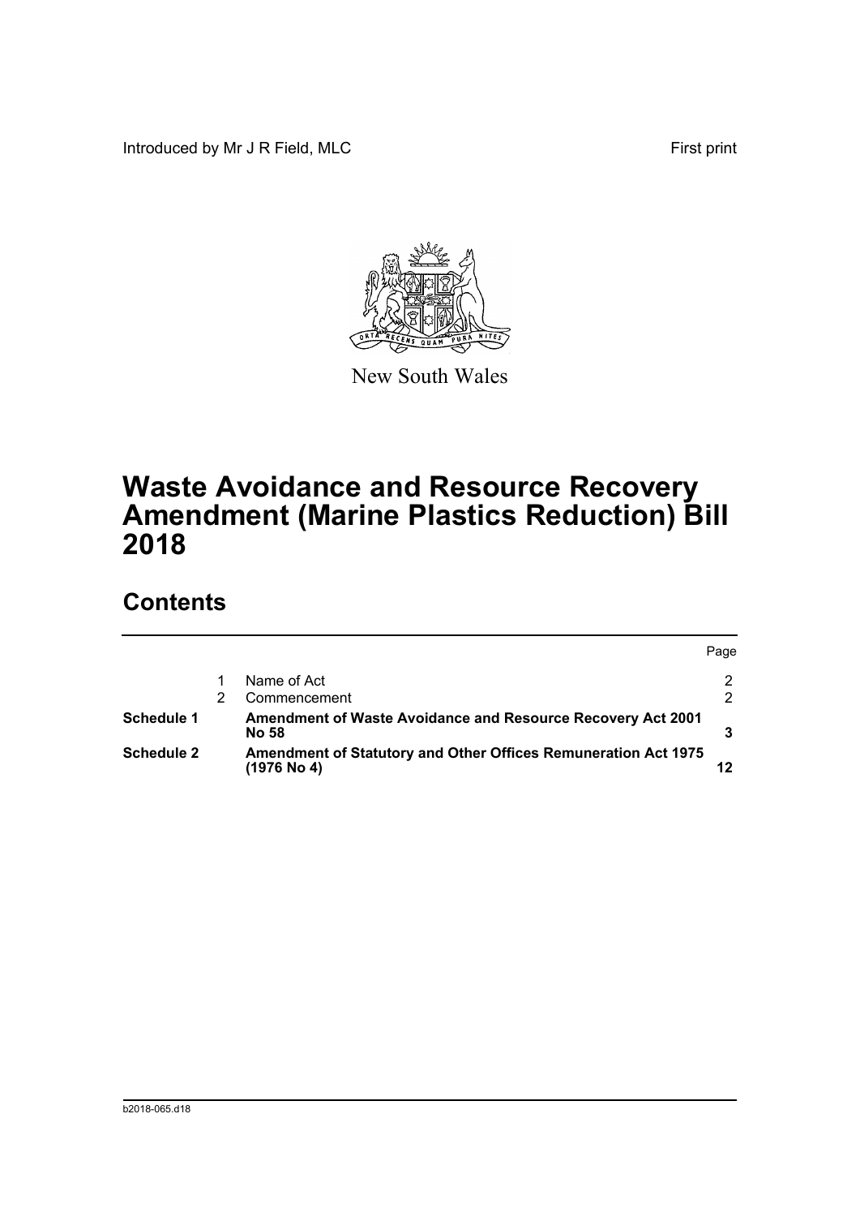Introduced by Mr J R Field, MLC

First print

New South Wales

# Waste Avoidance and Resource Recovery Amendment (Marine Plastics Reduction) Bill 2018

## Contents

| | | | Page |
|---|---|---|---|
| | 1 | Name of Act | 2 |
| | 2 | Commencement | 2 |
| **Schedule 1** | | **Amendment of Waste Avoidance and Resource Recovery Act 2001 No 58** | **3** |
| **Schedule 2** | | **Amendment of Statutory and Other Offices Remuneration Act 1975 (1976 No 4)** | **12** |

b2018-065.d18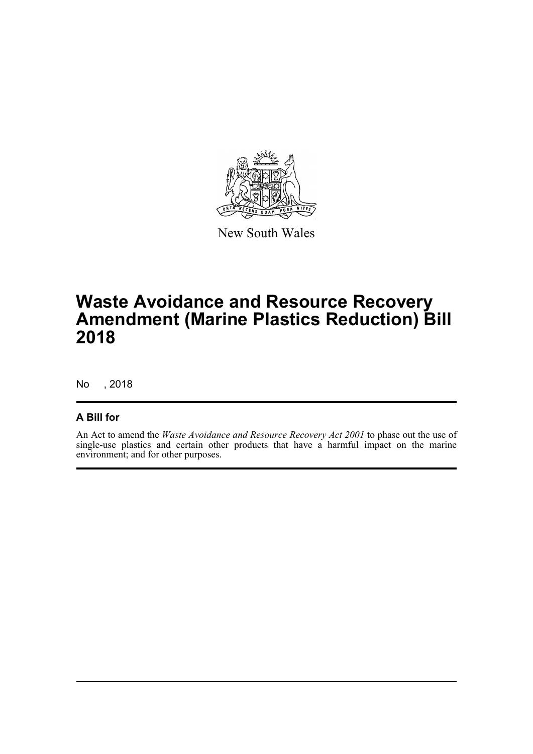New South Wales

# Waste Avoidance and Resource Recovery Amendment (Marine Plastics Reduction) Bill 2018

No , 2018

## A Bill for

An Act to amend the *Waste Avoidance and Resource Recovery Act 2001* to phase out the use of single-use plastics and certain other products that have a harmful impact on the marine environment; and for other purposes.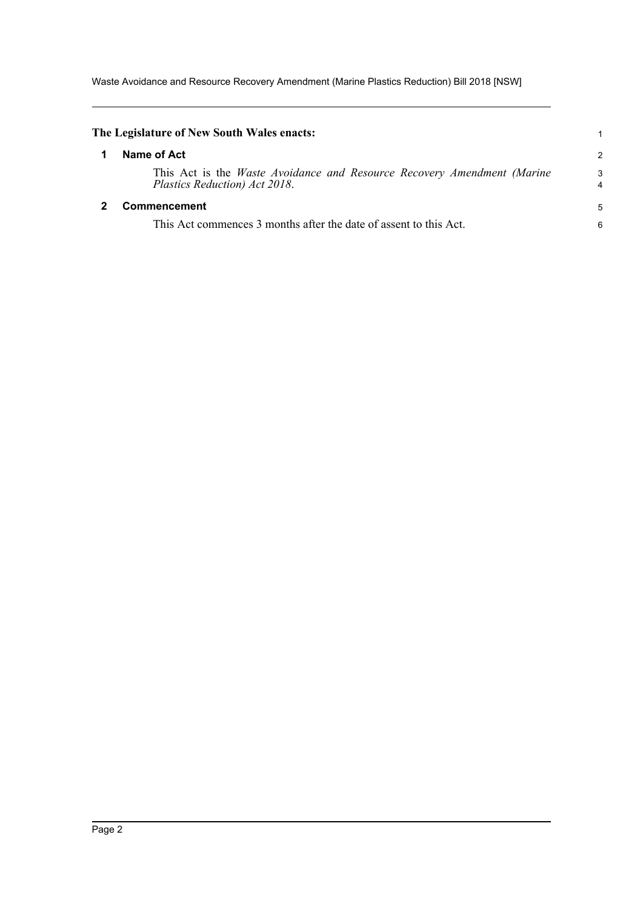**The Legislature of New South Wales enacts:**

## 1 Name of Act

This Act is the *Waste Avoidance and Resource Recovery Amendment (Marine Plastics Reduction) Act 2018*.

## 2 Commencement

This Act commences 3 months after the date of assent to this Act.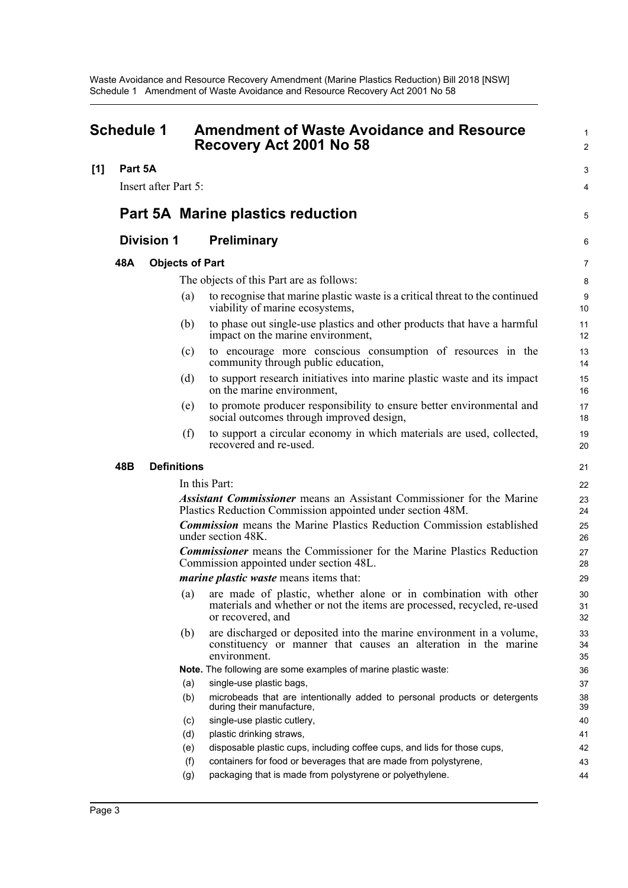# Schedule 1 Amendment of Waste Avoidance and Resource Recovery Act 2001 No 58

**[1] Part 5A**

Insert after Part 5:

## Part 5A Marine plastics reduction

### Division 1 Preliminary

**48A Objects of Part**

The objects of this Part are as follows:

(a) to recognise that marine plastic waste is a critical threat to the continued viability of marine ecosystems,

(b) to phase out single-use plastics and other products that have a harmful impact on the marine environment,

(c) to encourage more conscious consumption of resources in the community through public education,

(d) to support research initiatives into marine plastic waste and its impact on the marine environment,

(e) to promote producer responsibility to ensure better environmental and social outcomes through improved design,

(f) to support a circular economy in which materials are used, collected, recovered and re-used.

**48B Definitions**

In this Part:

***Assistant Commissioner*** means an Assistant Commissioner for the Marine Plastics Reduction Commission appointed under section 48M.

***Commission*** means the Marine Plastics Reduction Commission established under section 48K.

***Commissioner*** means the Commissioner for the Marine Plastics Reduction Commission appointed under section 48L.

***marine plastic waste*** means items that:

(a) are made of plastic, whether alone or in combination with other materials and whether or not the items are processed, recycled, re-used or recovered, and

(b) are discharged or deposited into the marine environment in a volume, constituency or manner that causes an alteration in the marine environment.

**Note.** The following are some examples of marine plastic waste:

(a) single-use plastic bags,

(b) microbeads that are intentionally added to personal products or detergents during their manufacture,

(c) single-use plastic cutlery,

(d) plastic drinking straws,

(e) disposable plastic cups, including coffee cups, and lids for those cups,

(f) containers for food or beverages that are made from polystyrene,

(g) packaging that is made from polystyrene or polyethylene.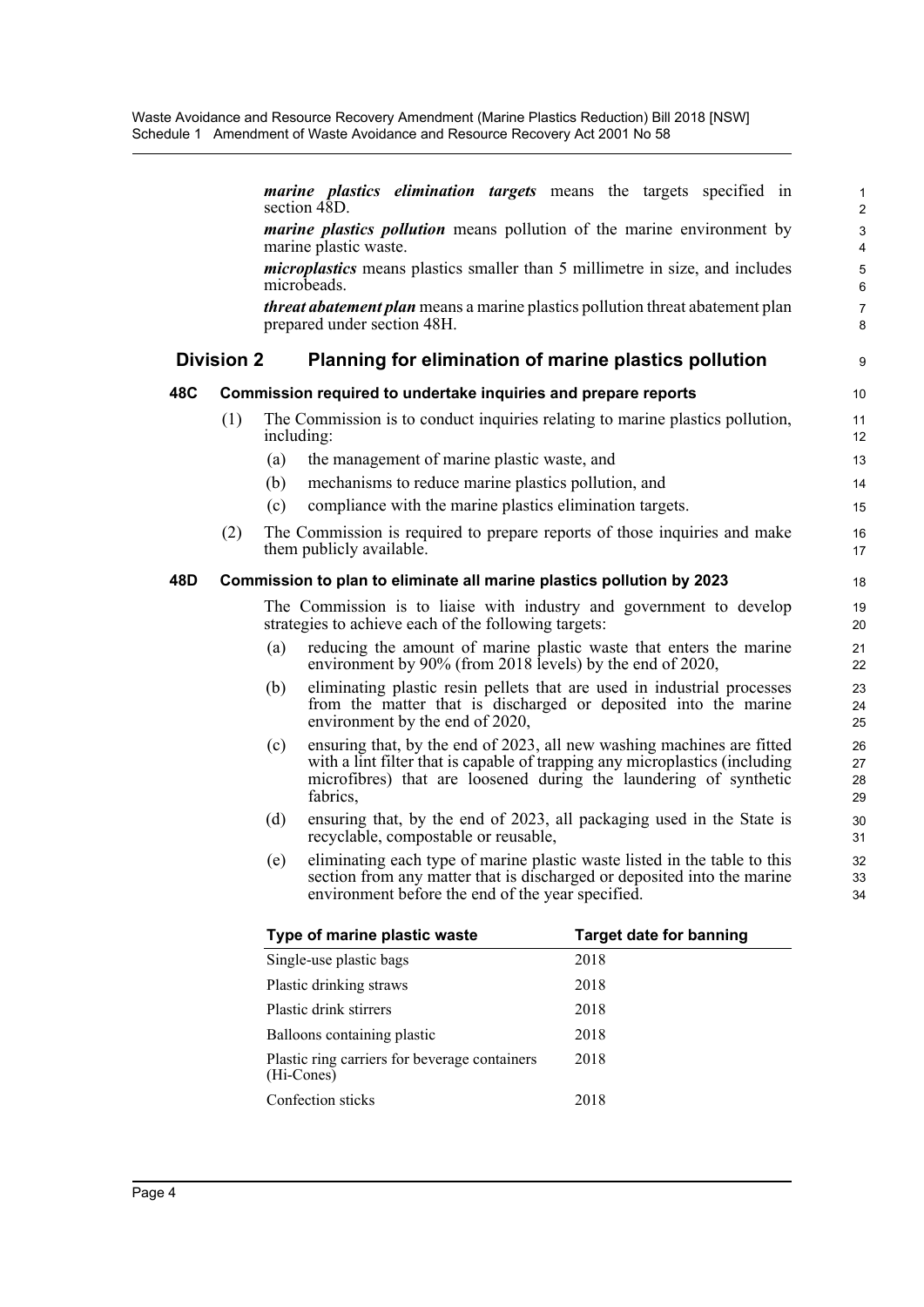***marine plastics elimination targets*** means the targets specified in section 48D.

***marine plastics pollution*** means pollution of the marine environment by marine plastic waste.

***microplastics*** means plastics smaller than 5 millimetre in size, and includes microbeads.

***threat abatement plan*** means a marine plastics pollution threat abatement plan prepared under section 48H.

## Division 2 Planning for elimination of marine plastics pollution

### 48C Commission required to undertake inquiries and prepare reports

(1) The Commission is to conduct inquiries relating to marine plastics pollution, including:

- (a) the management of marine plastic waste, and
- (b) mechanisms to reduce marine plastics pollution, and
- (c) compliance with the marine plastics elimination targets.

(2) The Commission is required to prepare reports of those inquiries and make them publicly available.

### 48D Commission to plan to eliminate all marine plastics pollution by 2023

The Commission is to liaise with industry and government to develop strategies to achieve each of the following targets:

- (a) reducing the amount of marine plastic waste that enters the marine environment by 90% (from 2018 levels) by the end of 2020,
- (b) eliminating plastic resin pellets that are used in industrial processes from the matter that is discharged or deposited into the marine environment by the end of 2020,
- (c) ensuring that, by the end of 2023, all new washing machines are fitted with a lint filter that is capable of trapping any microplastics (including microfibres) that are loosened during the laundering of synthetic fabrics,
- (d) ensuring that, by the end of 2023, all packaging used in the State is recyclable, compostable or reusable,
- (e) eliminating each type of marine plastic waste listed in the table to this section from any matter that is discharged or deposited into the marine environment before the end of the year specified.

| Type of marine plastic waste | Target date for banning |
|---|---|
| Single-use plastic bags | 2018 |
| Plastic drinking straws | 2018 |
| Plastic drink stirrers | 2018 |
| Balloons containing plastic | 2018 |
| Plastic ring carriers for beverage containers (Hi-Cones) | 2018 |
| Confection sticks | 2018 |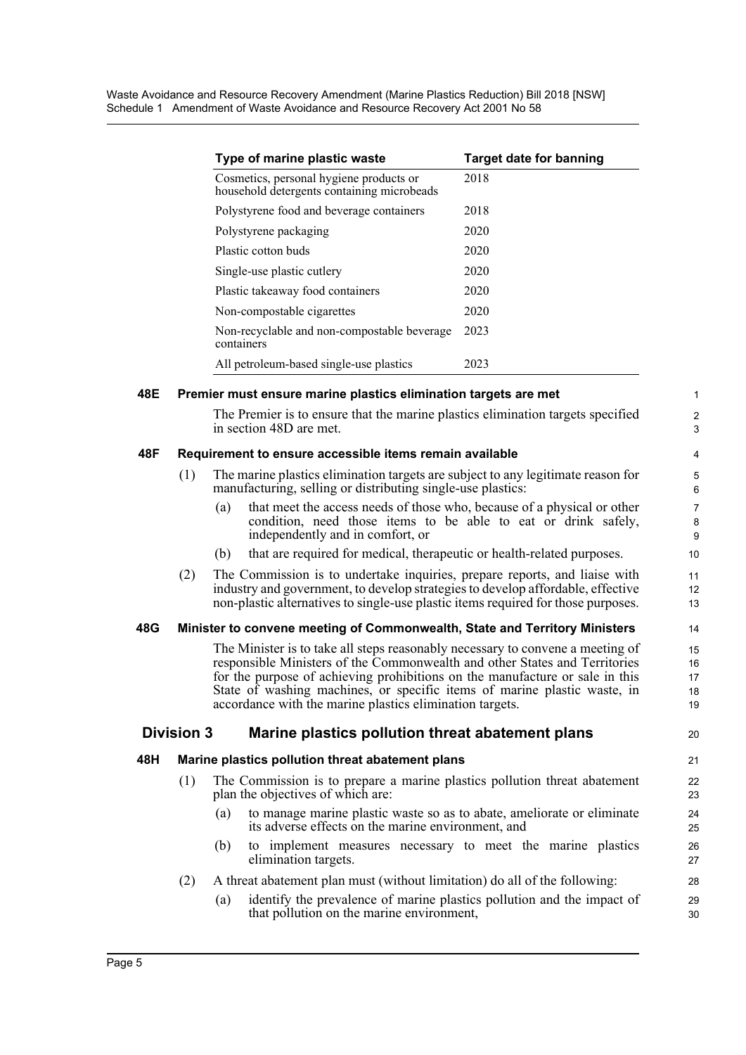| Type of marine plastic waste | Target date for banning |
|---|---|
| Cosmetics, personal hygiene products or household detergents containing microbeads | 2018 |
| Polystyrene food and beverage containers | 2018 |
| Polystyrene packaging | 2020 |
| Plastic cotton buds | 2020 |
| Single-use plastic cutlery | 2020 |
| Plastic takeaway food containers | 2020 |
| Non-compostable cigarettes | 2020 |
| Non-recyclable and non-compostable beverage containers | 2023 |
| All petroleum-based single-use plastics | 2023 |

**48E Premier must ensure marine plastics elimination targets are met**

The Premier is to ensure that the marine plastics elimination targets specified in section 48D are met.

**48F Requirement to ensure accessible items remain available**

(1) The marine plastics elimination targets are subject to any legitimate reason for manufacturing, selling or distributing single-use plastics:

(a) that meet the access needs of those who, because of a physical or other condition, need those items to be able to eat or drink safely, independently and in comfort, or

(b) that are required for medical, therapeutic or health-related purposes.

(2) The Commission is to undertake inquiries, prepare reports, and liaise with industry and government, to develop strategies to develop affordable, effective non-plastic alternatives to single-use plastic items required for those purposes.

**48G Minister to convene meeting of Commonwealth, State and Territory Ministers**

The Minister is to take all steps reasonably necessary to convene a meeting of responsible Ministers of the Commonwealth and other States and Territories for the purpose of achieving prohibitions on the manufacture or sale in this State of washing machines, or specific items of marine plastic waste, in accordance with the marine plastics elimination targets.

## Division 3 Marine plastics pollution threat abatement plans

**48H Marine plastics pollution threat abatement plans**

(1) The Commission is to prepare a marine plastics pollution threat abatement plan the objectives of which are:

(a) to manage marine plastic waste so as to abate, ameliorate or eliminate its adverse effects on the marine environment, and

(b) to implement measures necessary to meet the marine plastics elimination targets.

(2) A threat abatement plan must (without limitation) do all of the following:

(a) identify the prevalence of marine plastics pollution and the impact of that pollution on the marine environment,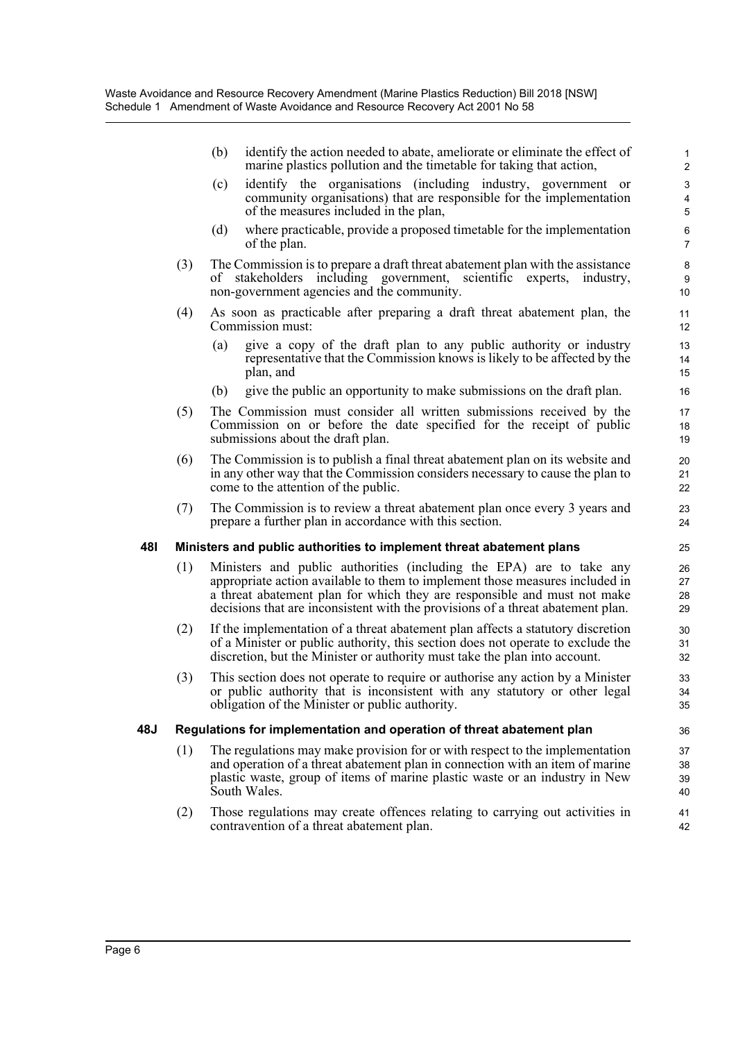(b) identify the action needed to abate, ameliorate or eliminate the effect of marine plastics pollution and the timetable for taking that action,

(c) identify the organisations (including industry, government or community organisations) that are responsible for the implementation of the measures included in the plan,

(d) where practicable, provide a proposed timetable for the implementation of the plan.

(3) The Commission is to prepare a draft threat abatement plan with the assistance of stakeholders including government, scientific experts, industry, non-government agencies and the community.

(4) As soon as practicable after preparing a draft threat abatement plan, the Commission must:

(a) give a copy of the draft plan to any public authority or industry representative that the Commission knows is likely to be affected by the plan, and

(b) give the public an opportunity to make submissions on the draft plan.

(5) The Commission must consider all written submissions received by the Commission on or before the date specified for the receipt of public submissions about the draft plan.

(6) The Commission is to publish a final threat abatement plan on its website and in any other way that the Commission considers necessary to cause the plan to come to the attention of the public.

(7) The Commission is to review a threat abatement plan once every 3 years and prepare a further plan in accordance with this section.

### 48I Ministers and public authorities to implement threat abatement plans

(1) Ministers and public authorities (including the EPA) are to take any appropriate action available to them to implement those measures included in a threat abatement plan for which they are responsible and must not make decisions that are inconsistent with the provisions of a threat abatement plan.

(2) If the implementation of a threat abatement plan affects a statutory discretion of a Minister or public authority, this section does not operate to exclude the discretion, but the Minister or authority must take the plan into account.

(3) This section does not operate to require or authorise any action by a Minister or public authority that is inconsistent with any statutory or other legal obligation of the Minister or public authority.

### 48J Regulations for implementation and operation of threat abatement plan

(1) The regulations may make provision for or with respect to the implementation and operation of a threat abatement plan in connection with an item of marine plastic waste, group of items of marine plastic waste or an industry in New South Wales.

(2) Those regulations may create offences relating to carrying out activities in contravention of a threat abatement plan.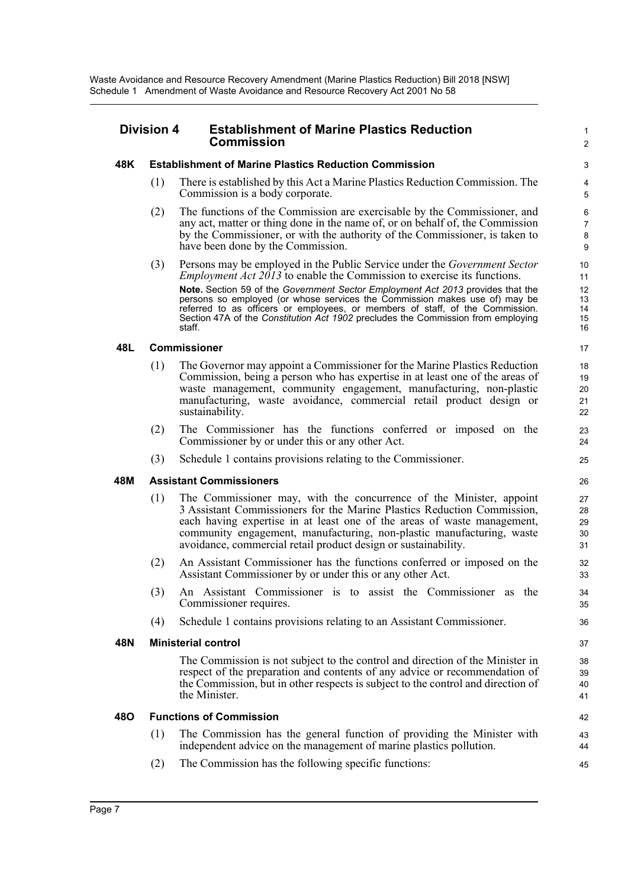## Division 4 Establishment of Marine Plastics Reduction Commission

### 48K Establishment of Marine Plastics Reduction Commission

(1) There is established by this Act a Marine Plastics Reduction Commission. The Commission is a body corporate.

(2) The functions of the Commission are exercisable by the Commissioner, and any act, matter or thing done in the name of, or on behalf of, the Commission by the Commissioner, or with the authority of the Commissioner, is taken to have been done by the Commission.

(3) Persons may be employed in the Public Service under the *Government Sector Employment Act 2013* to enable the Commission to exercise its functions.

**Note.** Section 59 of the *Government Sector Employment Act 2013* provides that the persons so employed (or whose services the Commission makes use of) may be referred to as officers or employees, or members of staff, of the Commission. Section 47A of the *Constitution Act 1902* precludes the Commission from employing staff.

### 48L Commissioner

(1) The Governor may appoint a Commissioner for the Marine Plastics Reduction Commission, being a person who has expertise in at least one of the areas of waste management, community engagement, manufacturing, non-plastic manufacturing, waste avoidance, commercial retail product design or sustainability.

(2) The Commissioner has the functions conferred or imposed on the Commissioner by or under this or any other Act.

(3) Schedule 1 contains provisions relating to the Commissioner.

### 48M Assistant Commissioners

(1) The Commissioner may, with the concurrence of the Minister, appoint 3 Assistant Commissioners for the Marine Plastics Reduction Commission, each having expertise in at least one of the areas of waste management, community engagement, manufacturing, non-plastic manufacturing, waste avoidance, commercial retail product design or sustainability.

(2) An Assistant Commissioner has the functions conferred or imposed on the Assistant Commissioner by or under this or any other Act.

(3) An Assistant Commissioner is to assist the Commissioner as the Commissioner requires.

(4) Schedule 1 contains provisions relating to an Assistant Commissioner.

### 48N Ministerial control

The Commission is not subject to the control and direction of the Minister in respect of the preparation and contents of any advice or recommendation of the Commission, but in other respects is subject to the control and direction of the Minister.

### 48O Functions of Commission

(1) The Commission has the general function of providing the Minister with independent advice on the management of marine plastics pollution.

(2) The Commission has the following specific functions: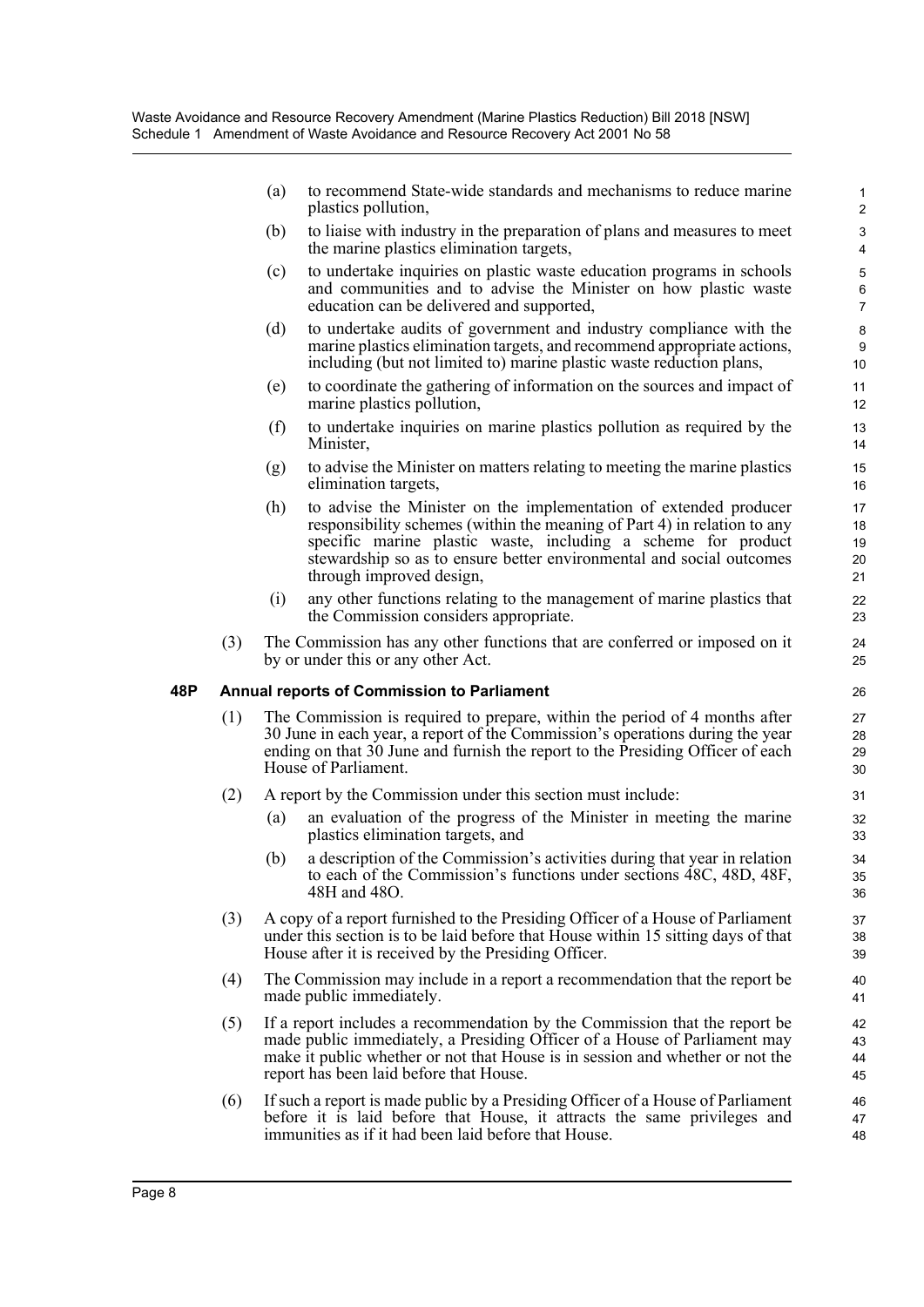(a) to recommend State-wide standards and mechanisms to reduce marine plastics pollution,

(b) to liaise with industry in the preparation of plans and measures to meet the marine plastics elimination targets,

(c) to undertake inquiries on plastic waste education programs in schools and communities and to advise the Minister on how plastic waste education can be delivered and supported,

(d) to undertake audits of government and industry compliance with the marine plastics elimination targets, and recommend appropriate actions, including (but not limited to) marine plastic waste reduction plans,

(e) to coordinate the gathering of information on the sources and impact of marine plastics pollution,

(f) to undertake inquiries on marine plastics pollution as required by the Minister,

(g) to advise the Minister on matters relating to meeting the marine plastics elimination targets,

(h) to advise the Minister on the implementation of extended producer responsibility schemes (within the meaning of Part 4) in relation to any specific marine plastic waste, including a scheme for product stewardship so as to ensure better environmental and social outcomes through improved design,

(i) any other functions relating to the management of marine plastics that the Commission considers appropriate.

(3) The Commission has any other functions that are conferred or imposed on it by or under this or any other Act.

**48P Annual reports of Commission to Parliament**

(1) The Commission is required to prepare, within the period of 4 months after 30 June in each year, a report of the Commission's operations during the year ending on that 30 June and furnish the report to the Presiding Officer of each House of Parliament.

(2) A report by the Commission under this section must include:

(a) an evaluation of the progress of the Minister in meeting the marine plastics elimination targets, and

(b) a description of the Commission's activities during that year in relation to each of the Commission's functions under sections 48C, 48D, 48F, 48H and 48O.

(3) A copy of a report furnished to the Presiding Officer of a House of Parliament under this section is to be laid before that House within 15 sitting days of that House after it is received by the Presiding Officer.

(4) The Commission may include in a report a recommendation that the report be made public immediately.

(5) If a report includes a recommendation by the Commission that the report be made public immediately, a Presiding Officer of a House of Parliament may make it public whether or not that House is in session and whether or not the report has been laid before that House.

(6) If such a report is made public by a Presiding Officer of a House of Parliament before it is laid before that House, it attracts the same privileges and immunities as if it had been laid before that House.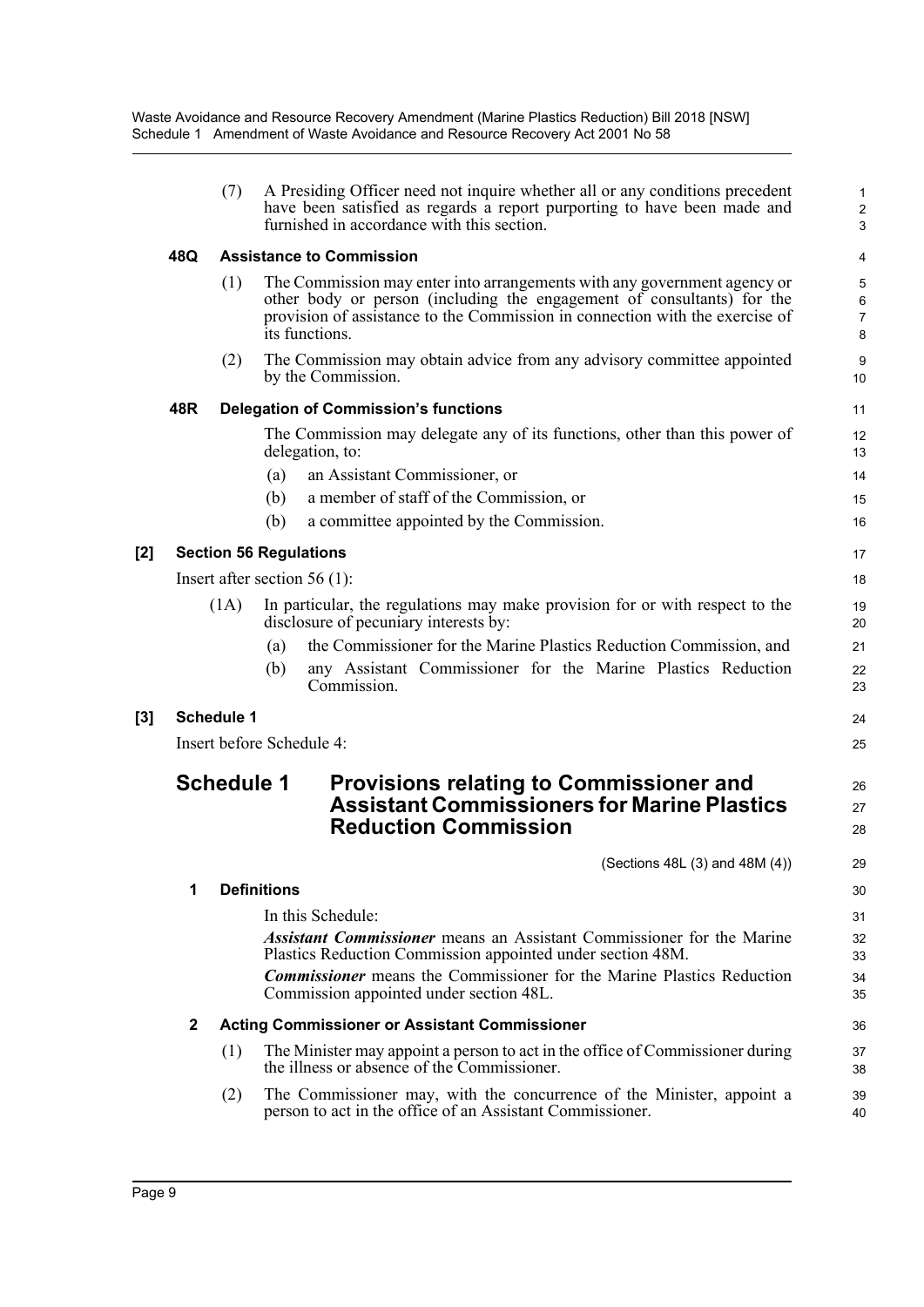(7) A Presiding Officer need not inquire whether all or any conditions precedent have been satisfied as regards a report purporting to have been made and furnished in accordance with this section.

#### 48Q Assistance to Commission

(1) The Commission may enter into arrangements with any government agency or other body or person (including the engagement of consultants) for the provision of assistance to the Commission in connection with the exercise of its functions.

(2) The Commission may obtain advice from any advisory committee appointed by the Commission.

#### 48R Delegation of Commission's functions

The Commission may delegate any of its functions, other than this power of delegation, to:

(a) an Assistant Commissioner, or

(b) a member of staff of the Commission, or

(b) a committee appointed by the Commission.

### [2] Section 56 Regulations

Insert after section 56 (1):

(1A) In particular, the regulations may make provision for or with respect to the disclosure of pecuniary interests by:

(a) the Commissioner for the Marine Plastics Reduction Commission, and

(b) any Assistant Commissioner for the Marine Plastics Reduction Commission.

### [3] Schedule 1

Insert before Schedule 4:

## Schedule 1 Provisions relating to Commissioner and Assistant Commissioners for Marine Plastics Reduction Commission

(Sections 48L (3) and 48M (4))

#### 1 Definitions

In this Schedule:

***Assistant Commissioner*** means an Assistant Commissioner for the Marine Plastics Reduction Commission appointed under section 48M.

***Commissioner*** means the Commissioner for the Marine Plastics Reduction Commission appointed under section 48L.

#### 2 Acting Commissioner or Assistant Commissioner

(1) The Minister may appoint a person to act in the office of Commissioner during the illness or absence of the Commissioner.

(2) The Commissioner may, with the concurrence of the Minister, appoint a person to act in the office of an Assistant Commissioner.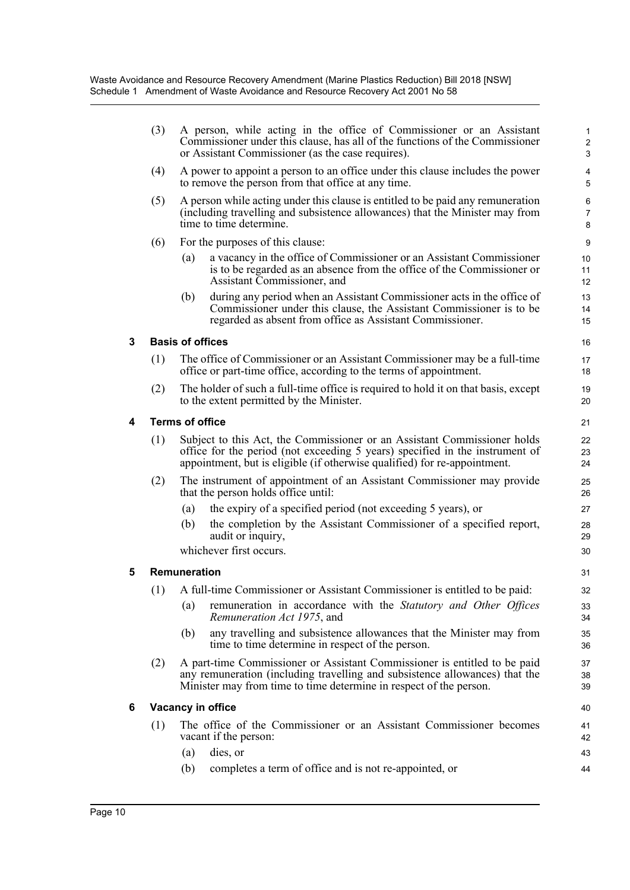(3) A person, while acting in the office of Commissioner or an Assistant Commissioner under this clause, has all of the functions of the Commissioner or Assistant Commissioner (as the case requires).

(4) A power to appoint a person to an office under this clause includes the power to remove the person from that office at any time.

(5) A person while acting under this clause is entitled to be paid any remuneration (including travelling and subsistence allowances) that the Minister may from time to time determine.

(6) For the purposes of this clause:

  (a) a vacancy in the office of Commissioner or an Assistant Commissioner is to be regarded as an absence from the office of the Commissioner or Assistant Commissioner, and

  (b) during any period when an Assistant Commissioner acts in the office of Commissioner under this clause, the Assistant Commissioner is to be regarded as absent from office as Assistant Commissioner.

### 3 Basis of offices

(1) The office of Commissioner or an Assistant Commissioner may be a full-time office or part-time office, according to the terms of appointment.

(2) The holder of such a full-time office is required to hold it on that basis, except to the extent permitted by the Minister.

### 4 Terms of office

(1) Subject to this Act, the Commissioner or an Assistant Commissioner holds office for the period (not exceeding 5 years) specified in the instrument of appointment, but is eligible (if otherwise qualified) for re-appointment.

(2) The instrument of appointment of an Assistant Commissioner may provide that the person holds office until:

  (a) the expiry of a specified period (not exceeding 5 years), or

  (b) the completion by the Assistant Commissioner of a specified report, audit or inquiry,

whichever first occurs.

### 5 Remuneration

(1) A full-time Commissioner or Assistant Commissioner is entitled to be paid:

  (a) remuneration in accordance with the *Statutory and Other Offices Remuneration Act 1975*, and

  (b) any travelling and subsistence allowances that the Minister may from time to time determine in respect of the person.

(2) A part-time Commissioner or Assistant Commissioner is entitled to be paid any remuneration (including travelling and subsistence allowances) that the Minister may from time to time determine in respect of the person.

### 6 Vacancy in office

(1) The office of the Commissioner or an Assistant Commissioner becomes vacant if the person:

  (a) dies, or

  (b) completes a term of office and is not re-appointed, or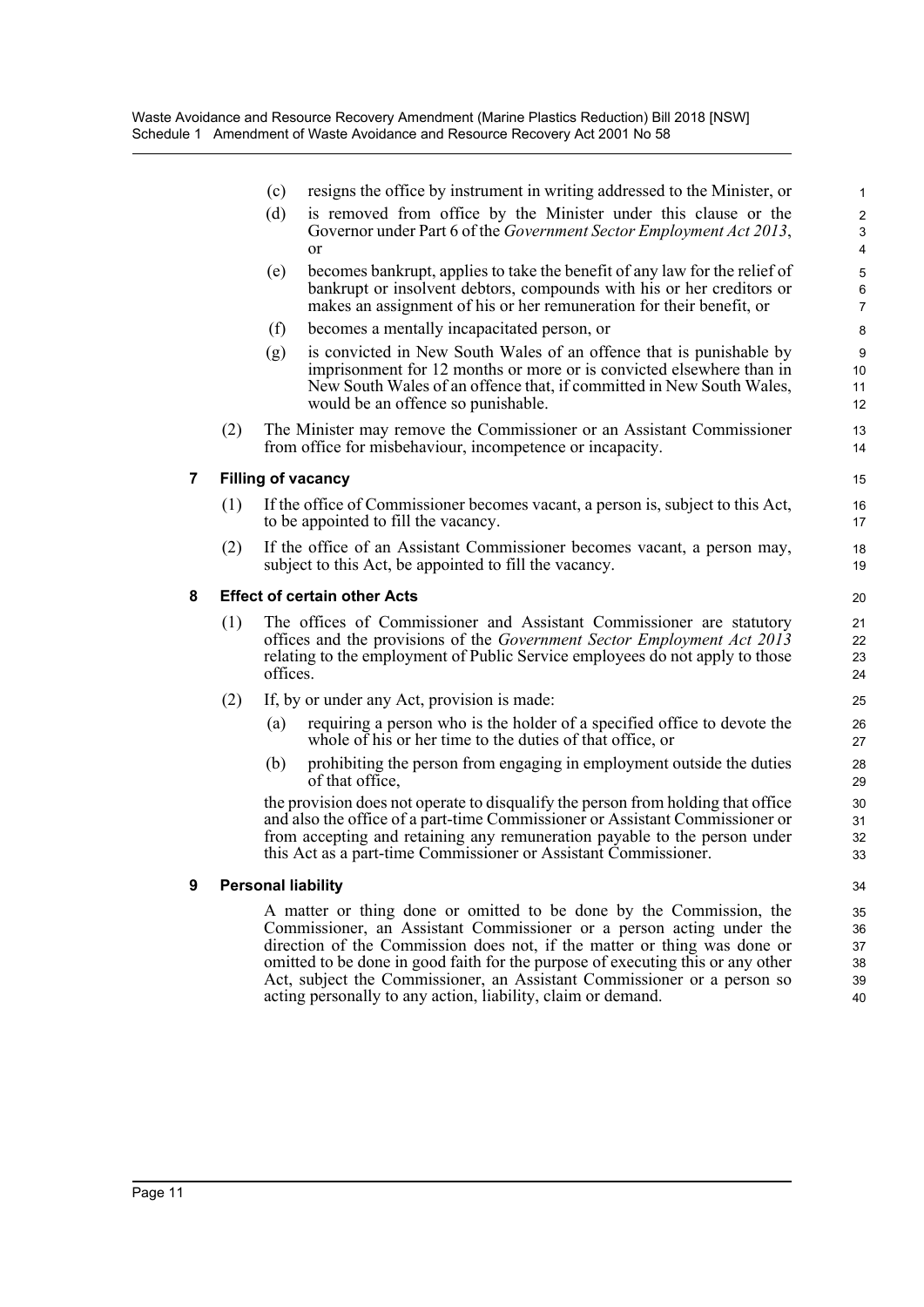(c) resigns the office by instrument in writing addressed to the Minister, or

(d) is removed from office by the Minister under this clause or the Governor under Part 6 of the *Government Sector Employment Act 2013*, or

(e) becomes bankrupt, applies to take the benefit of any law for the relief of bankrupt or insolvent debtors, compounds with his or her creditors or makes an assignment of his or her remuneration for their benefit, or

(f) becomes a mentally incapacitated person, or

(g) is convicted in New South Wales of an offence that is punishable by imprisonment for 12 months or more or is convicted elsewhere than in New South Wales of an offence that, if committed in New South Wales, would be an offence so punishable.

(2) The Minister may remove the Commissioner or an Assistant Commissioner from office for misbehaviour, incompetence or incapacity.

**7 Filling of vacancy**

(1) If the office of Commissioner becomes vacant, a person is, subject to this Act, to be appointed to fill the vacancy.

(2) If the office of an Assistant Commissioner becomes vacant, a person may, subject to this Act, be appointed to fill the vacancy.

**8 Effect of certain other Acts**

(1) The offices of Commissioner and Assistant Commissioner are statutory offices and the provisions of the *Government Sector Employment Act 2013* relating to the employment of Public Service employees do not apply to those offices.

(2) If, by or under any Act, provision is made:

(a) requiring a person who is the holder of a specified office to devote the whole of his or her time to the duties of that office, or

(b) prohibiting the person from engaging in employment outside the duties of that office,

the provision does not operate to disqualify the person from holding that office and also the office of a part-time Commissioner or Assistant Commissioner or from accepting and retaining any remuneration payable to the person under this Act as a part-time Commissioner or Assistant Commissioner.

**9 Personal liability**

A matter or thing done or omitted to be done by the Commission, the Commissioner, an Assistant Commissioner or a person acting under the direction of the Commission does not, if the matter or thing was done or omitted to be done in good faith for the purpose of executing this or any other Act, subject the Commissioner, an Assistant Commissioner or a person so acting personally to any action, liability, claim or demand.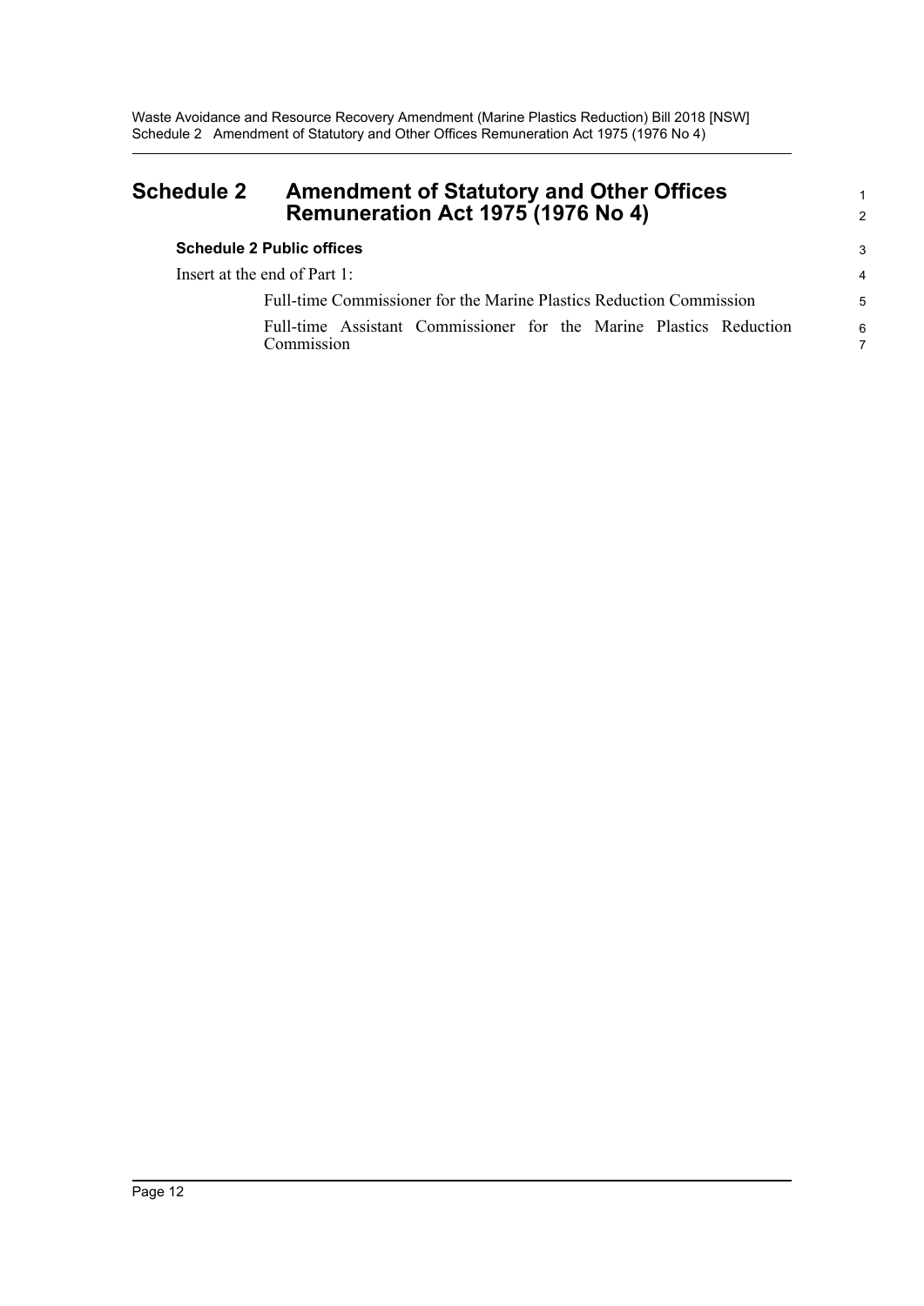# Schedule 2 Amendment of Statutory and Other Offices Remuneration Act 1975 (1976 No 4)

**Schedule 2 Public offices**

Insert at the end of Part 1:

> Full-time Commissioner for the Marine Plastics Reduction Commission
>
> Full-time Assistant Commissioner for the Marine Plastics Reduction Commission